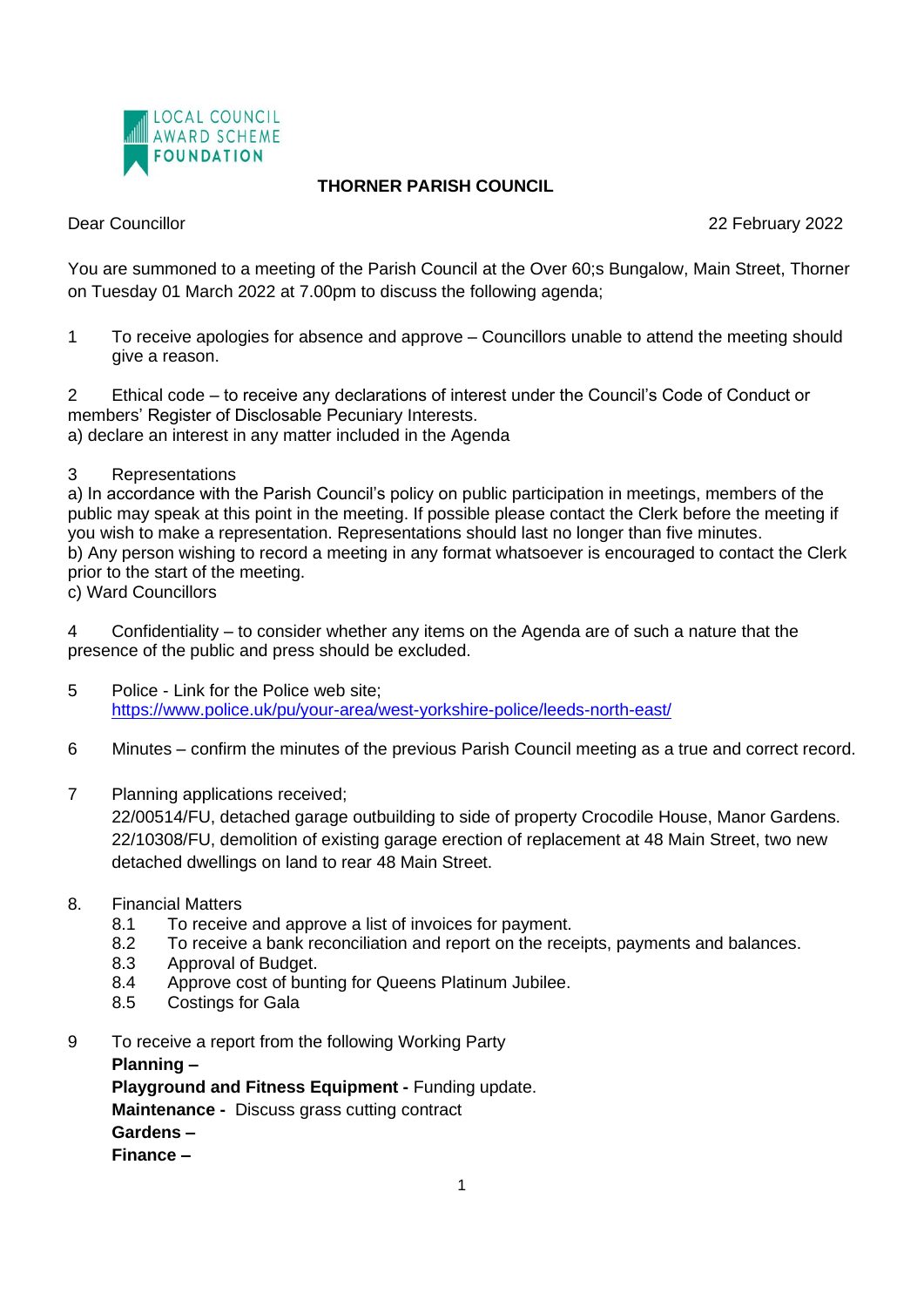LOCAL COUNCIL AWARD SCHEME FOUNDATION

# THORNER PARISH COUNCIL

Dear Councillor 22 February 2022

You are summoned to a meeting of the Parish Council at the Over 60;s Bungalow, Main Street, Thorner on Tuesday 01 March 2022 at 7.00pm to discuss the following agenda;

1 To receive apologies for absence and approve – Councillors unable to attend the meeting should give a reason.

2 Ethical code – to receive any declarations of interest under the Council's Code of Conduct or members' Register of Disclosable Pecuniary Interests.
a) declare an interest in any matter included in the Agenda

3 Representations
a) In accordance with the Parish Council's policy on public participation in meetings, members of the public may speak at this point in the meeting. If possible please contact the Clerk before the meeting if you wish to make a representation. Representations should last no longer than five minutes.
b) Any person wishing to record a meeting in any format whatsoever is encouraged to contact the Clerk prior to the start of the meeting.
c) Ward Councillors

4 Confidentiality – to consider whether any items on the Agenda are of such a nature that the presence of the public and press should be excluded.

5 Police - Link for the Police web site;
https://www.police.uk/pu/your-area/west-yorkshire-police/leeds-north-east/

6 Minutes – confirm the minutes of the previous Parish Council meeting as a true and correct record.

7 Planning applications received;
22/00514/FU, detached garage outbuilding to side of property Crocodile House, Manor Gardens.
22/10308/FU, demolition of existing garage erection of replacement at 48 Main Street, two new detached dwellings on land to rear 48 Main Street.

8. Financial Matters
8.1 To receive and approve a list of invoices for payment.
8.2 To receive a bank reconciliation and report on the receipts, payments and balances.
8.3 Approval of Budget.
8.4 Approve cost of bunting for Queens Platinum Jubilee.
8.5 Costings for Gala

9 To receive a report from the following Working Party
**Planning –**
**Playground and Fitness Equipment -** Funding update.
**Maintenance -** Discuss grass cutting contract
**Gardens –**
**Finance –**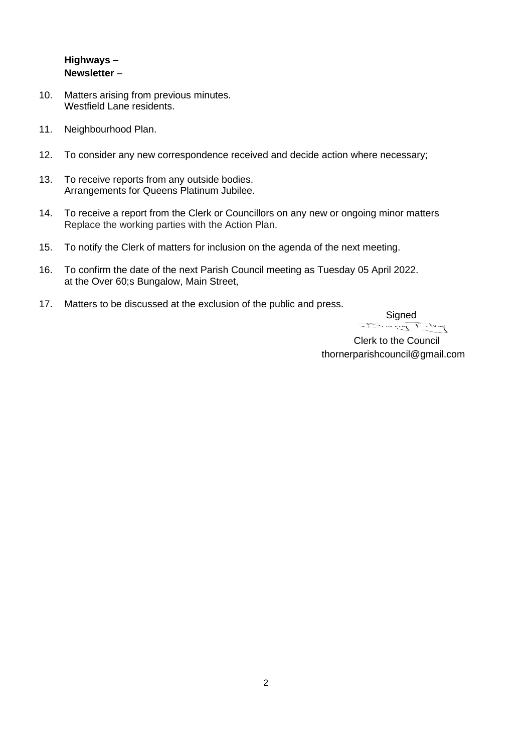**Highways –**
**Newsletter** –

10. Matters arising from previous minutes.
    Westfield Lane residents.

11. Neighbourhood Plan.

12. To consider any new correspondence received and decide action where necessary;

13. To receive reports from any outside bodies.
    Arrangements for Queens Platinum Jubilee.

14. To receive a report from the Clerk or Councillors on any new or ongoing minor matters
    Replace the working parties with the Action Plan.

15. To notify the Clerk of matters for inclusion on the agenda of the next meeting.

16. To confirm the date of the next Parish Council meeting as Tuesday 05 April 2022.
    at the Over 60;s Bungalow, Main Street,

17. Matters to be discussed at the exclusion of the public and press.

Signed

Clerk to the Council
thornerparishcouncil@gmail.com